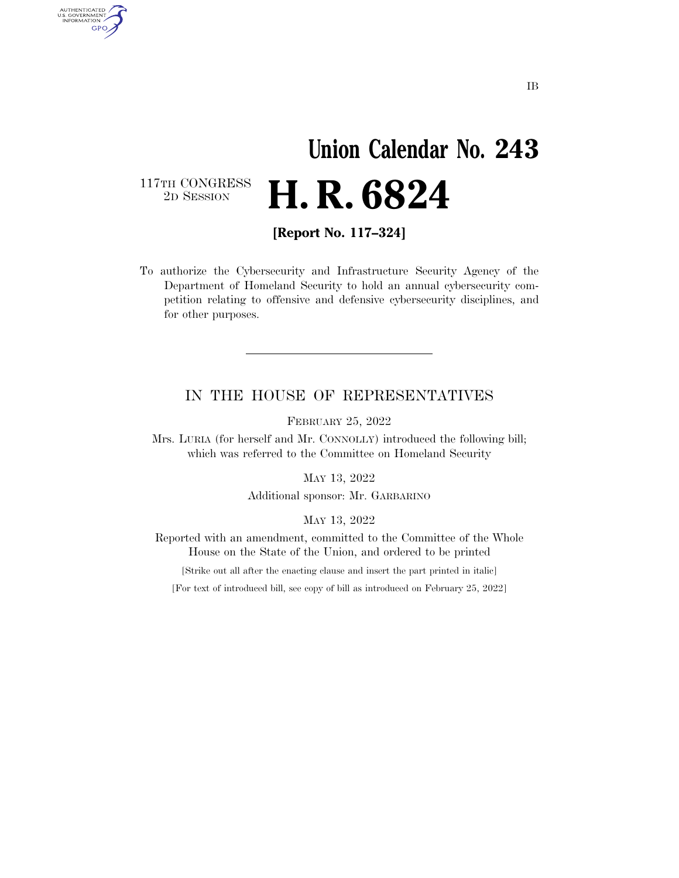IB

# Union Calendar No. 243

117TH CONGRESS
2D SESSION

# H. R. 6824

**[Report No. 117–324]**

To authorize the Cybersecurity and Infrastructure Security Agency of the Department of Homeland Security to hold an annual cybersecurity competition relating to offensive and defensive cybersecurity disciplines, and for other purposes.

---

## IN THE HOUSE OF REPRESENTATIVES

FEBRUARY 25, 2022

Mrs. LURIA (for herself and Mr. CONNOLLY) introduced the following bill; which was referred to the Committee on Homeland Security

MAY 13, 2022

Additional sponsor: Mr. GARBARINO

MAY 13, 2022

Reported with an amendment, committed to the Committee of the Whole House on the State of the Union, and ordered to be printed

[Strike out all after the enacting clause and insert the part printed in italic]

[For text of introduced bill, see copy of bill as introduced on February 25, 2022]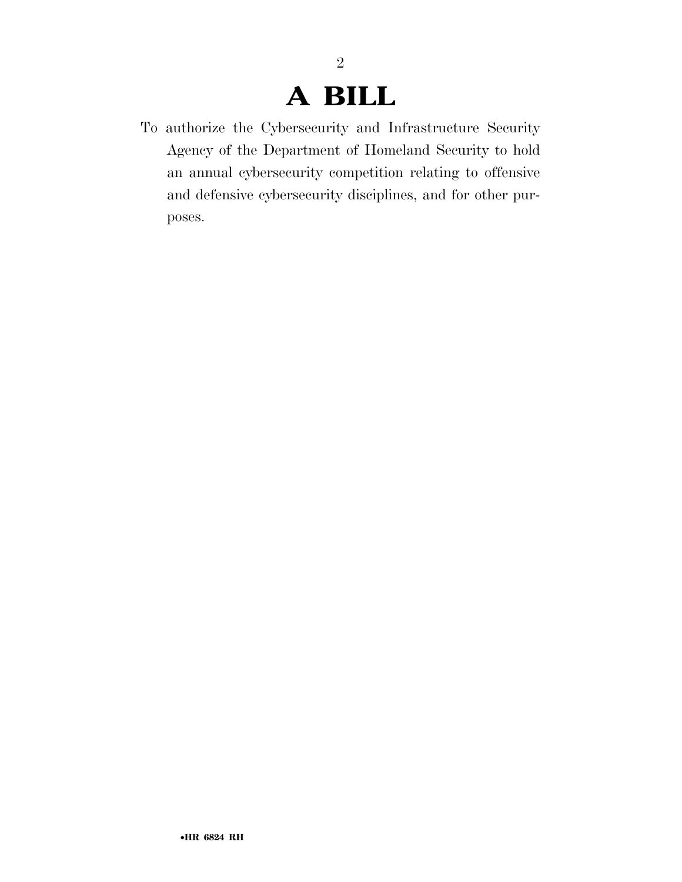# A BILL

To authorize the Cybersecurity and Infrastructure Security Agency of the Department of Homeland Security to hold an annual cybersecurity competition relating to offensive and defensive cybersecurity disciplines, and for other purposes.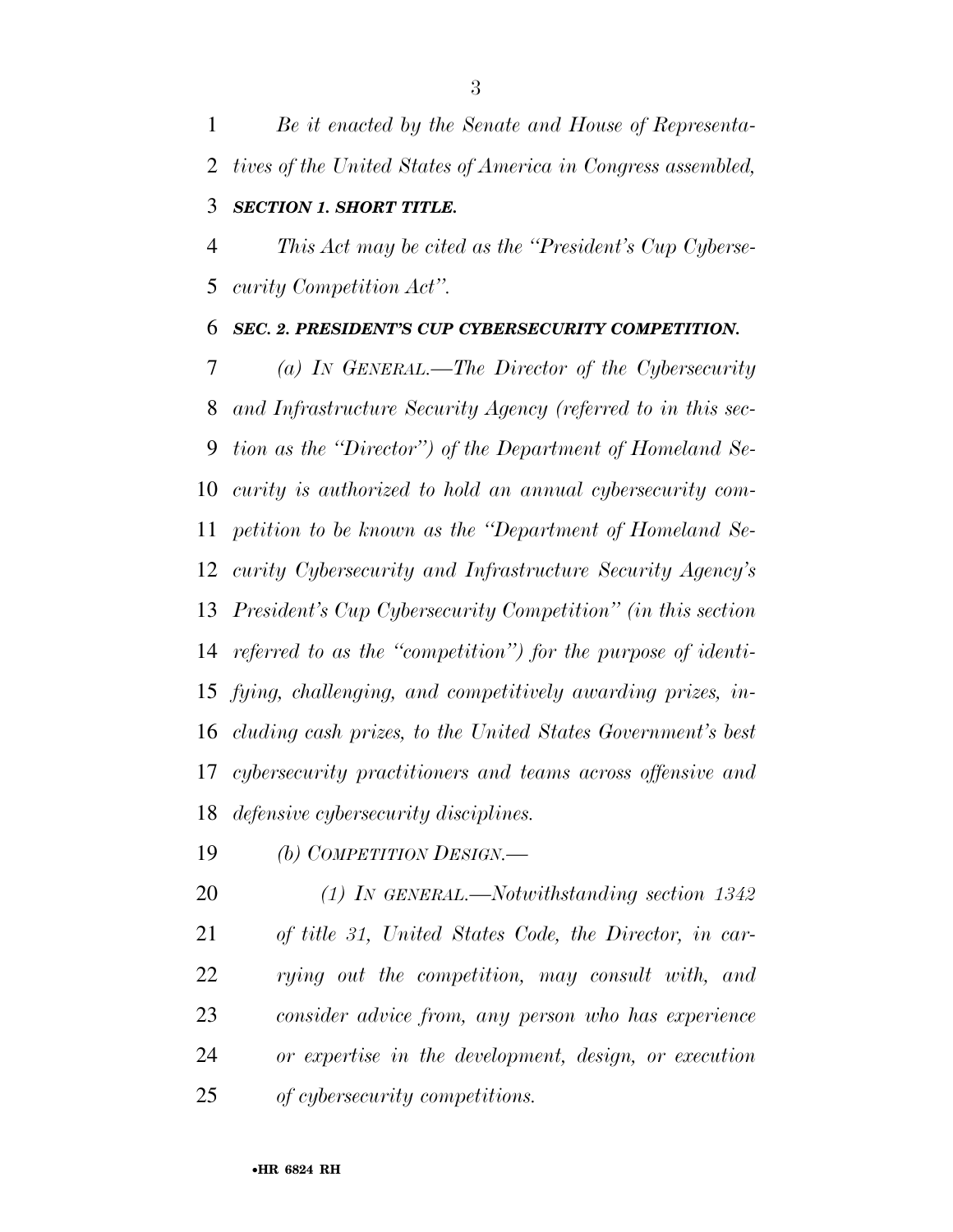*Be it enacted by the Senate and House of Representatives of the United States of America in Congress assembled,*

***SECTION 1. SHORT TITLE.***

*This Act may be cited as the "President's Cup Cybersecurity Competition Act".*

***SEC. 2. PRESIDENT'S CUP CYBERSECURITY COMPETITION.***

*(a) IN GENERAL.—The Director of the Cybersecurity and Infrastructure Security Agency (referred to in this section as the "Director") of the Department of Homeland Security is authorized to hold an annual cybersecurity competition to be known as the "Department of Homeland Security Cybersecurity and Infrastructure Security Agency's President's Cup Cybersecurity Competition" (in this section referred to as the "competition") for the purpose of identifying, challenging, and competitively awarding prizes, including cash prizes, to the United States Government's best cybersecurity practitioners and teams across offensive and defensive cybersecurity disciplines.*

*(b) COMPETITION DESIGN.—*

*(1) IN GENERAL.—Notwithstanding section 1342 of title 31, United States Code, the Director, in carrying out the competition, may consult with, and consider advice from, any person who has experience or expertise in the development, design, or execution of cybersecurity competitions.*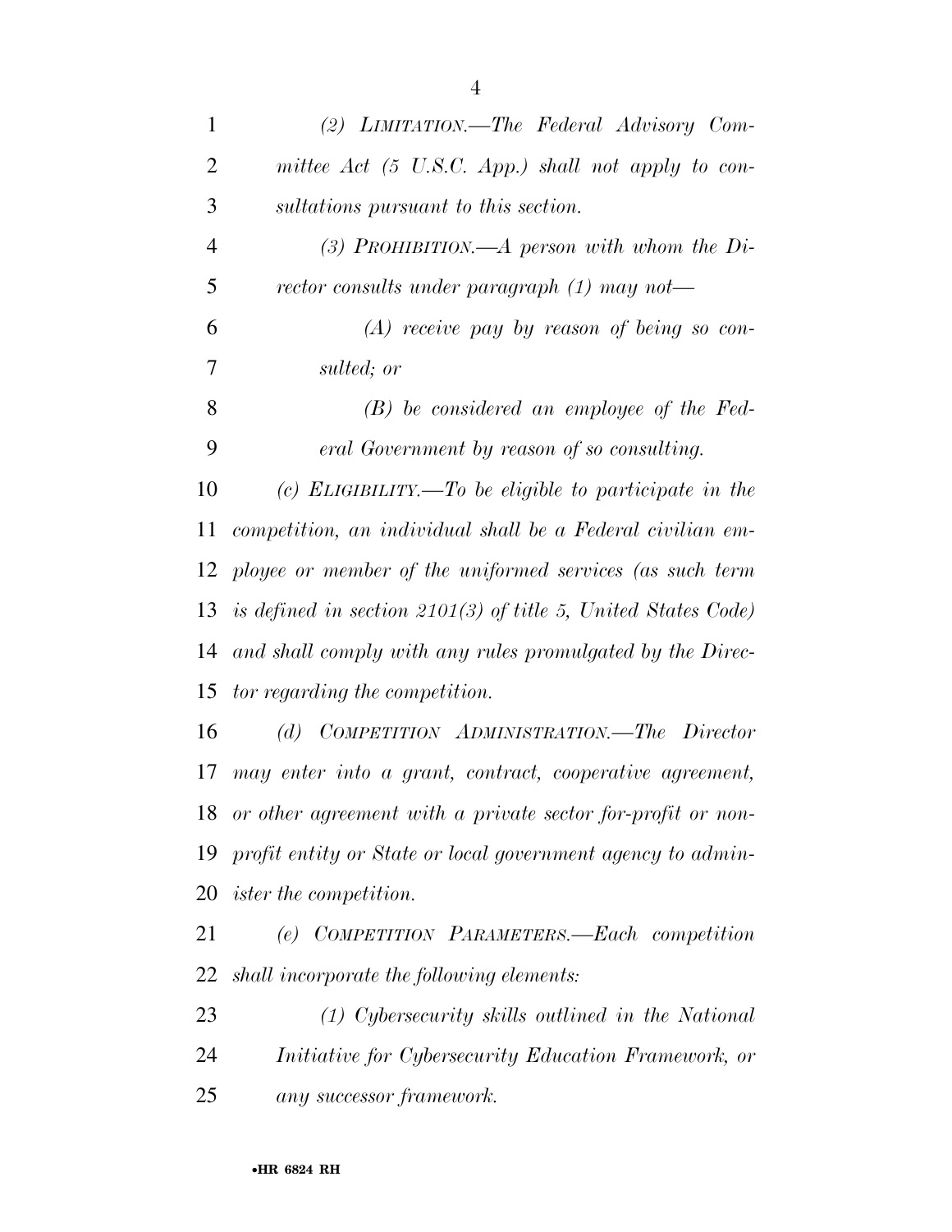*(2) LIMITATION.—The Federal Advisory Committee Act (5 U.S.C. App.) shall not apply to consultations pursuant to this section.*

*(3) PROHIBITION.—A person with whom the Director consults under paragraph (1) may not—*

*(A) receive pay by reason of being so consulted; or*

*(B) be considered an employee of the Federal Government by reason of so consulting.*

*(c) ELIGIBILITY.—To be eligible to participate in the competition, an individual shall be a Federal civilian employee or member of the uniformed services (as such term is defined in section 2101(3) of title 5, United States Code) and shall comply with any rules promulgated by the Director regarding the competition.*

*(d) COMPETITION ADMINISTRATION.—The Director may enter into a grant, contract, cooperative agreement, or other agreement with a private sector for-profit or nonprofit entity or State or local government agency to administer the competition.*

*(e) COMPETITION PARAMETERS.—Each competition shall incorporate the following elements:*

*(1) Cybersecurity skills outlined in the National Initiative for Cybersecurity Education Framework, or any successor framework.*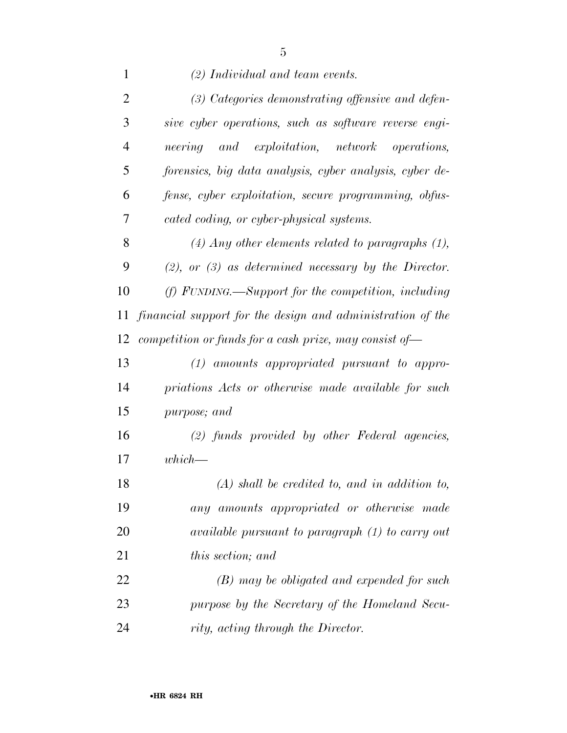*(2) Individual and team events.*

*(3) Categories demonstrating offensive and defensive cyber operations, such as software reverse engineering and exploitation, network operations, forensics, big data analysis, cyber analysis, cyber defense, cyber exploitation, secure programming, obfuscated coding, or cyber-physical systems.*

*(4) Any other elements related to paragraphs (1), (2), or (3) as determined necessary by the Director.*

*(f) FUNDING.—Support for the competition, including financial support for the design and administration of the competition or funds for a cash prize, may consist of—*

*(1) amounts appropriated pursuant to appropriations Acts or otherwise made available for such purpose; and*

*(2) funds provided by other Federal agencies, which—*

*(A) shall be credited to, and in addition to, any amounts appropriated or otherwise made available pursuant to paragraph (1) to carry out this section; and*

*(B) may be obligated and expended for such purpose by the Secretary of the Homeland Security, acting through the Director.*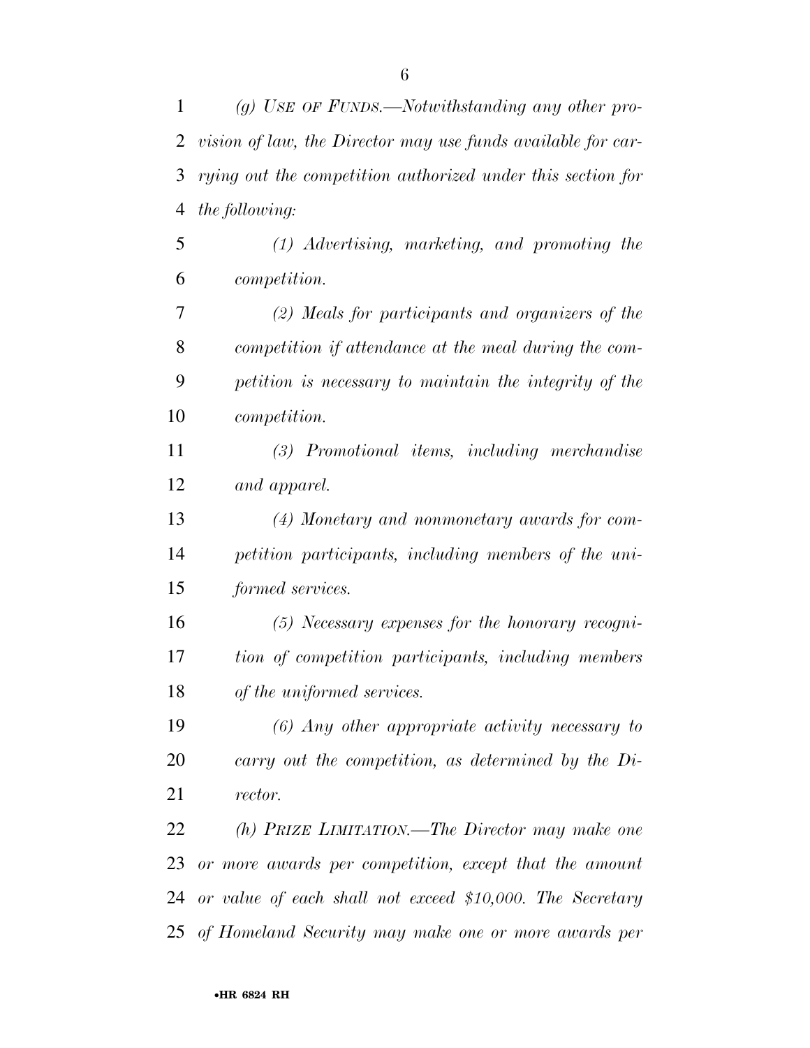*(g) USE OF FUNDS.—Notwithstanding any other provision of law, the Director may use funds available for carrying out the competition authorized under this section for the following:*

*(1) Advertising, marketing, and promoting the competition.*

*(2) Meals for participants and organizers of the competition if attendance at the meal during the competition is necessary to maintain the integrity of the competition.*

*(3) Promotional items, including merchandise and apparel.*

*(4) Monetary and nonmonetary awards for competition participants, including members of the uniformed services.*

*(5) Necessary expenses for the honorary recognition of competition participants, including members of the uniformed services.*

*(6) Any other appropriate activity necessary to carry out the competition, as determined by the Director.*

*(h) PRIZE LIMITATION.—The Director may make one or more awards per competition, except that the amount or value of each shall not exceed $10,000. The Secretary of Homeland Security may make one or more awards per*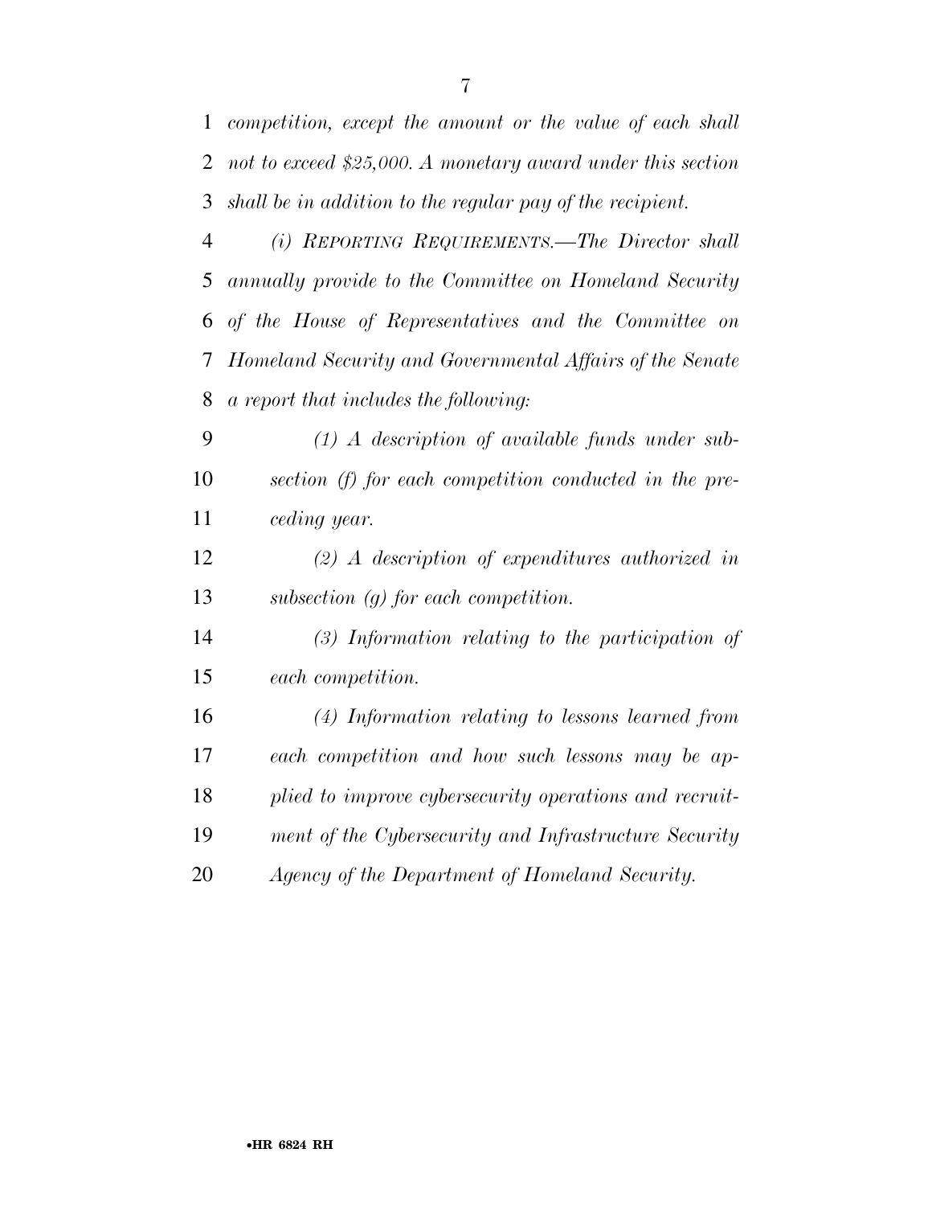*competition, except the amount or the value of each shall not to exceed $25,000. A monetary award under this section shall be in addition to the regular pay of the recipient.*

*(i) REPORTING REQUIREMENTS.—The Director shall annually provide to the Committee on Homeland Security of the House of Representatives and the Committee on Homeland Security and Governmental Affairs of the Senate a report that includes the following:*

*(1) A description of available funds under subsection (f) for each competition conducted in the preceding year.*

*(2) A description of expenditures authorized in subsection (g) for each competition.*

*(3) Information relating to the participation of each competition.*

*(4) Information relating to lessons learned from each competition and how such lessons may be applied to improve cybersecurity operations and recruitment of the Cybersecurity and Infrastructure Security Agency of the Department of Homeland Security.*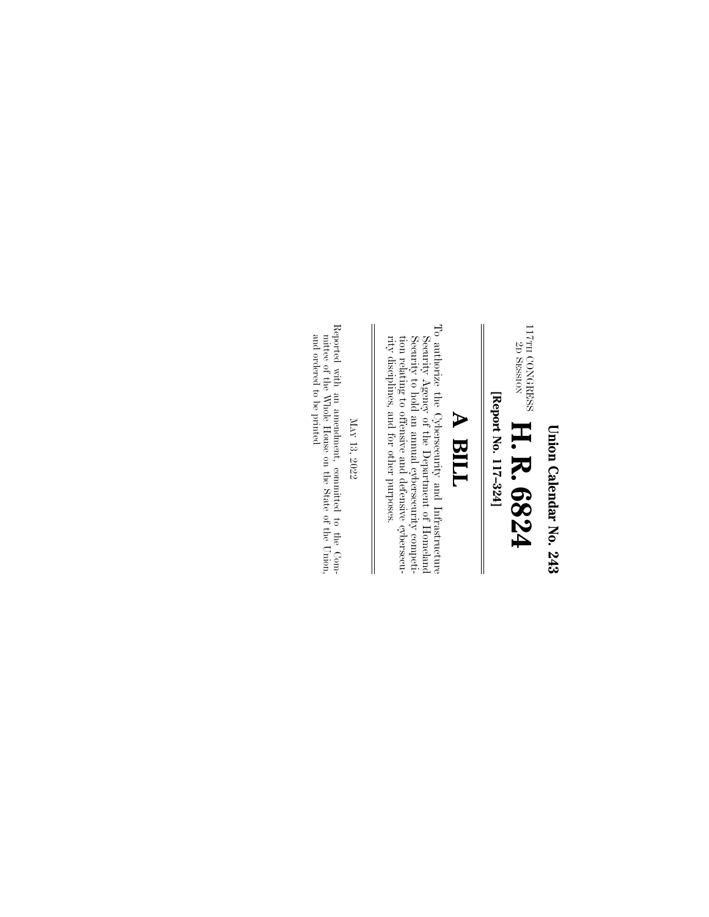# Union Calendar No. 243

117TH CONGRESS
2D SESSION

# H. R. 6824

**[Report No. 117–324]**

# A BILL

To authorize the Cybersecurity and Infrastructure Security Agency of the Department of Homeland Security to hold an annual cybersecurity competition relating to offensive and defensive cybersecurity disciplines, and for other purposes.

MAY 13, 2022

Reported with an amendment, committed to the Committee of the Whole House on the State of the Union, and ordered to be printed